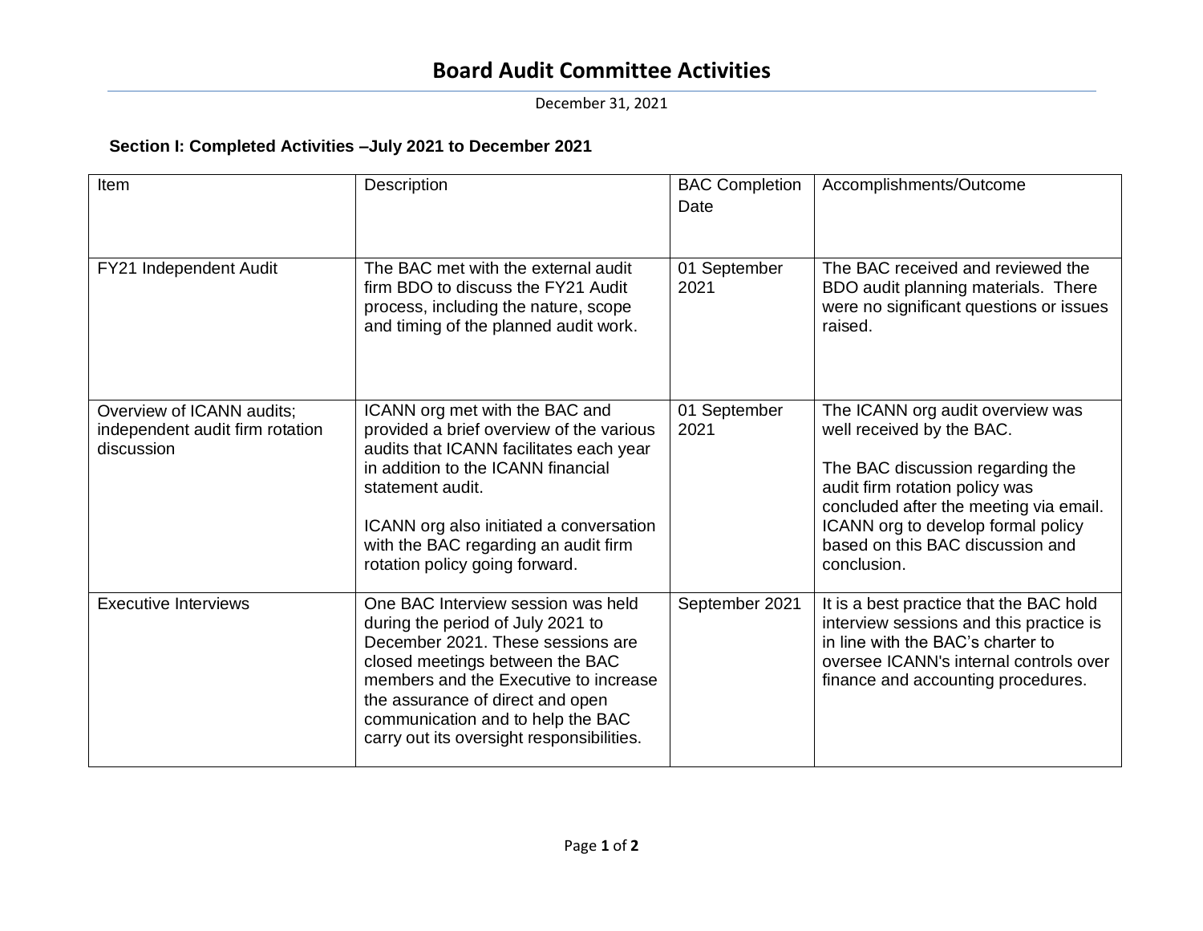# Board Audit Committee Activities

December 31, 2021

**Section I: Completed Activities –July 2021 to December 2021**

| Item | Description | BAC Completion Date | Accomplishments/Outcome |
|---|---|---|---|
| FY21 Independent Audit | The BAC met with the external audit firm BDO to discuss the FY21 Audit process, including the nature, scope and timing of the planned audit work. | 01 September 2021 | The BAC received and reviewed the BDO audit planning materials. There were no significant questions or issues raised. |
| Overview of ICANN audits; independent audit firm rotation discussion | ICANN org met with the BAC and provided a brief overview of the various audits that ICANN facilitates each year in addition to the ICANN financial statement audit.<br><br>ICANN org also initiated a conversation with the BAC regarding an audit firm rotation policy going forward. | 01 September 2021 | The ICANN org audit overview was well received by the BAC.<br><br>The BAC discussion regarding the audit firm rotation policy was concluded after the meeting via email. ICANN org to develop formal policy based on this BAC discussion and conclusion. |
| Executive Interviews | One BAC Interview session was held during the period of July 2021 to December 2021. These sessions are closed meetings between the BAC members and the Executive to increase the assurance of direct and open communication and to help the BAC carry out its oversight responsibilities. | September 2021 | It is a best practice that the BAC hold interview sessions and this practice is in line with the BAC's charter to oversee ICANN's internal controls over finance and accounting procedures. |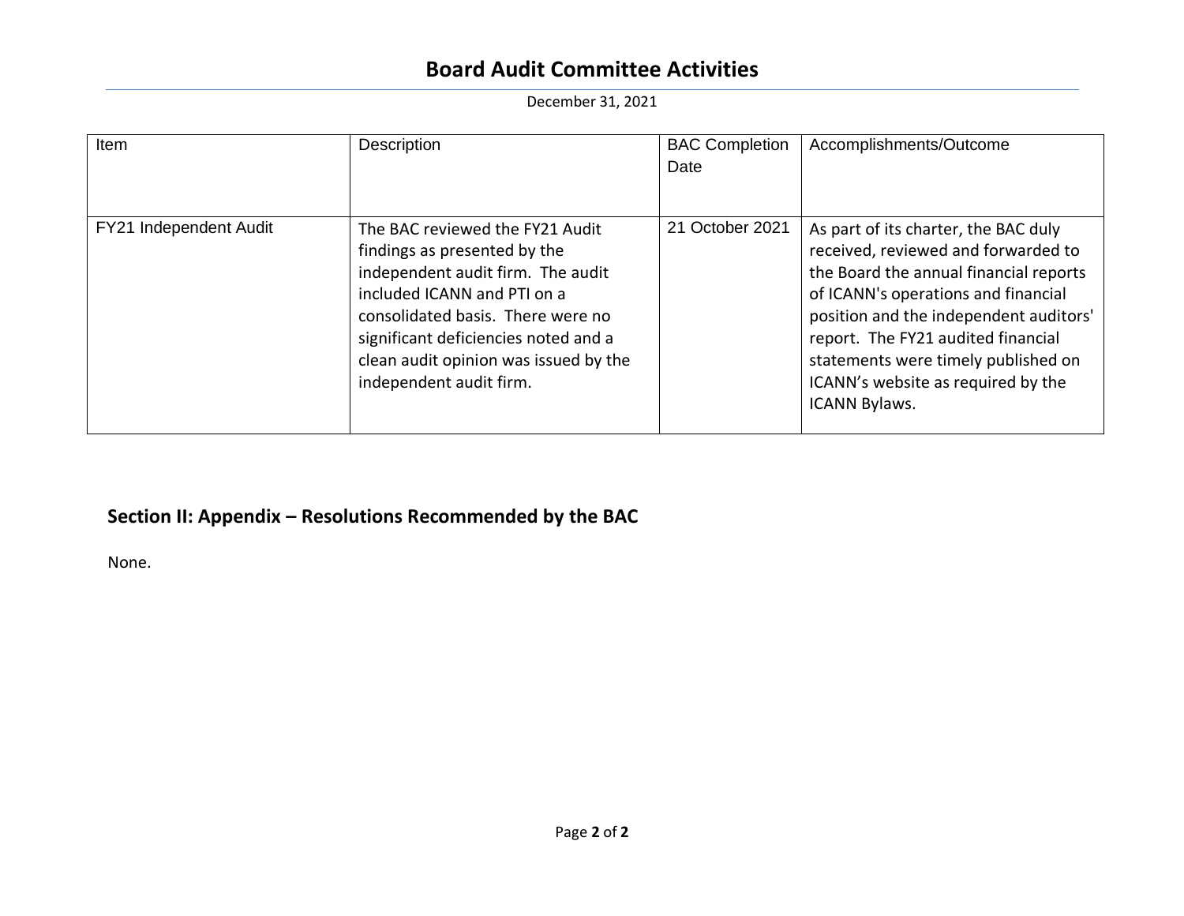# Board Audit Committee Activities

December 31, 2021

| Item | Description | BAC Completion Date | Accomplishments/Outcome |
|---|---|---|---|
| FY21 Independent Audit | The BAC reviewed the FY21 Audit findings as presented by the independent audit firm. The audit included ICANN and PTI on a consolidated basis. There were no significant deficiencies noted and a clean audit opinion was issued by the independent audit firm. | 21 October 2021 | As part of its charter, the BAC duly received, reviewed and forwarded to the Board the annual financial reports of ICANN's operations and financial position and the independent auditors' report. The FY21 audited financial statements were timely published on ICANN's website as required by the ICANN Bylaws. |

## Section II: Appendix – Resolutions Recommended by the BAC

None.